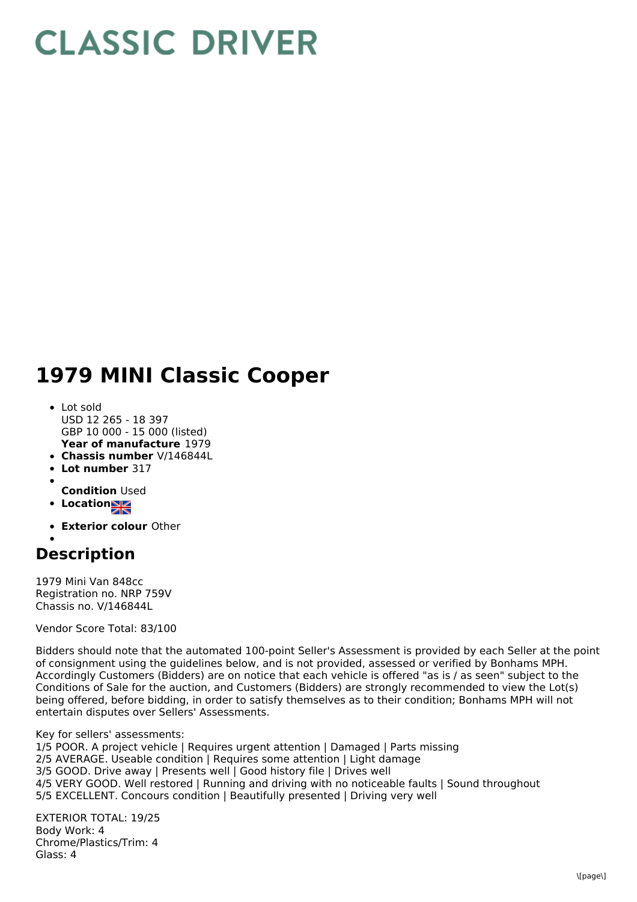# CLASSIC DRIVER

# 1979 MINI Classic Cooper

- Lot sold
  USD 12 265 - 18 397
  GBP 10 000 - 15 000 (listed)
  **Year of manufacture** 1979
- **Chassis number** V/146844L
- **Lot number** 317
- **Condition** Used
- **Location**
- **Exterior colour** Other

## Description

1979 Mini Van 848cc
Registration no. NRP 759V
Chassis no. V/146844L

Vendor Score Total: 83/100

Bidders should note that the automated 100-point Seller's Assessment is provided by each Seller at the point of consignment using the guidelines below, and is not provided, assessed or verified by Bonhams MPH. Accordingly Customers (Bidders) are on notice that each vehicle is offered "as is / as seen" subject to the Conditions of Sale for the auction, and Customers (Bidders) are strongly recommended to view the Lot(s) being offered, before bidding, in order to satisfy themselves as to their condition; Bonhams MPH will not entertain disputes over Sellers' Assessments.

Key for sellers' assessments:
1/5 POOR. A project vehicle | Requires urgent attention | Damaged | Parts missing
2/5 AVERAGE. Useable condition | Requires some attention | Light damage
3/5 GOOD. Drive away | Presents well | Good history file | Drives well
4/5 VERY GOOD. Well restored | Running and driving with no noticeable faults | Sound throughout
5/5 EXCELLENT. Concours condition | Beautifully presented | Driving very well

EXTERIOR TOTAL: 19/25
Body Work: 4
Chrome/Plastics/Trim: 4
Glass: 4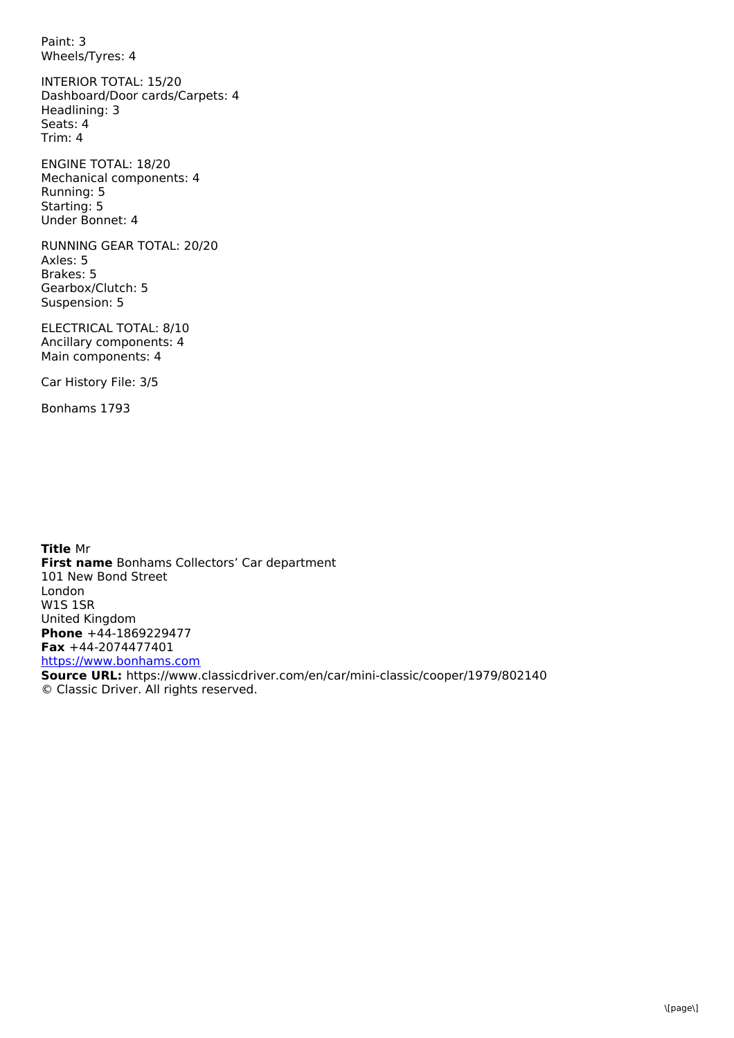Paint: 3
Wheels/Tyres: 4

INTERIOR TOTAL: 15/20
Dashboard/Door cards/Carpets: 4
Headlining: 3
Seats: 4
Trim: 4

ENGINE TOTAL: 18/20
Mechanical components: 4
Running: 5
Starting: 5
Under Bonnet: 4

RUNNING GEAR TOTAL: 20/20
Axles: 5
Brakes: 5
Gearbox/Clutch: 5
Suspension: 5

ELECTRICAL TOTAL: 8/10
Ancillary components: 4
Main components: 4

Car History File: 3/5

Bonhams 1793

**Title** Mr
**First name** Bonhams Collectors' Car department
101 New Bond Street
London
W1S 1SR
United Kingdom
**Phone** +44-1869229477
**Fax** +44-2074477401
https://www.bonhams.com
**Source URL:** https://www.classicdriver.com/en/car/mini-classic/cooper/1979/802140
© Classic Driver. All rights reserved.